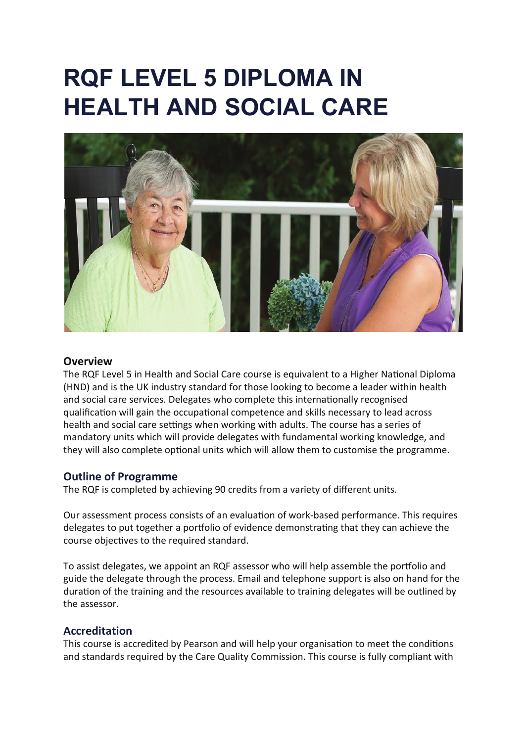# RQF LEVEL 5 DIPLOMA IN HEALTH AND SOCIAL CARE

## Overview

The RQF Level 5 in Health and Social Care course is equivalent to a Higher National Diploma (HND) and is the UK industry standard for those looking to become a leader within health and social care services. Delegates who complete this internationally recognised qualification will gain the occupational competence and skills necessary to lead across health and social care settings when working with adults. The course has a series of mandatory units which will provide delegates with fundamental working knowledge, and they will also complete optional units which will allow them to customise the programme.

## Outline of Programme

The RQF is completed by achieving 90 credits from a variety of different units.

Our assessment process consists of an evaluation of work-based performance. This requires delegates to put together a portfolio of evidence demonstrating that they can achieve the course objectives to the required standard.

To assist delegates, we appoint an RQF assessor who will help assemble the portfolio and guide the delegate through the process. Email and telephone support is also on hand for the duration of the training and the resources available to training delegates will be outlined by the assessor.

## Accreditation

This course is accredited by Pearson and will help your organisation to meet the conditions and standards required by the Care Quality Commission. This course is fully compliant with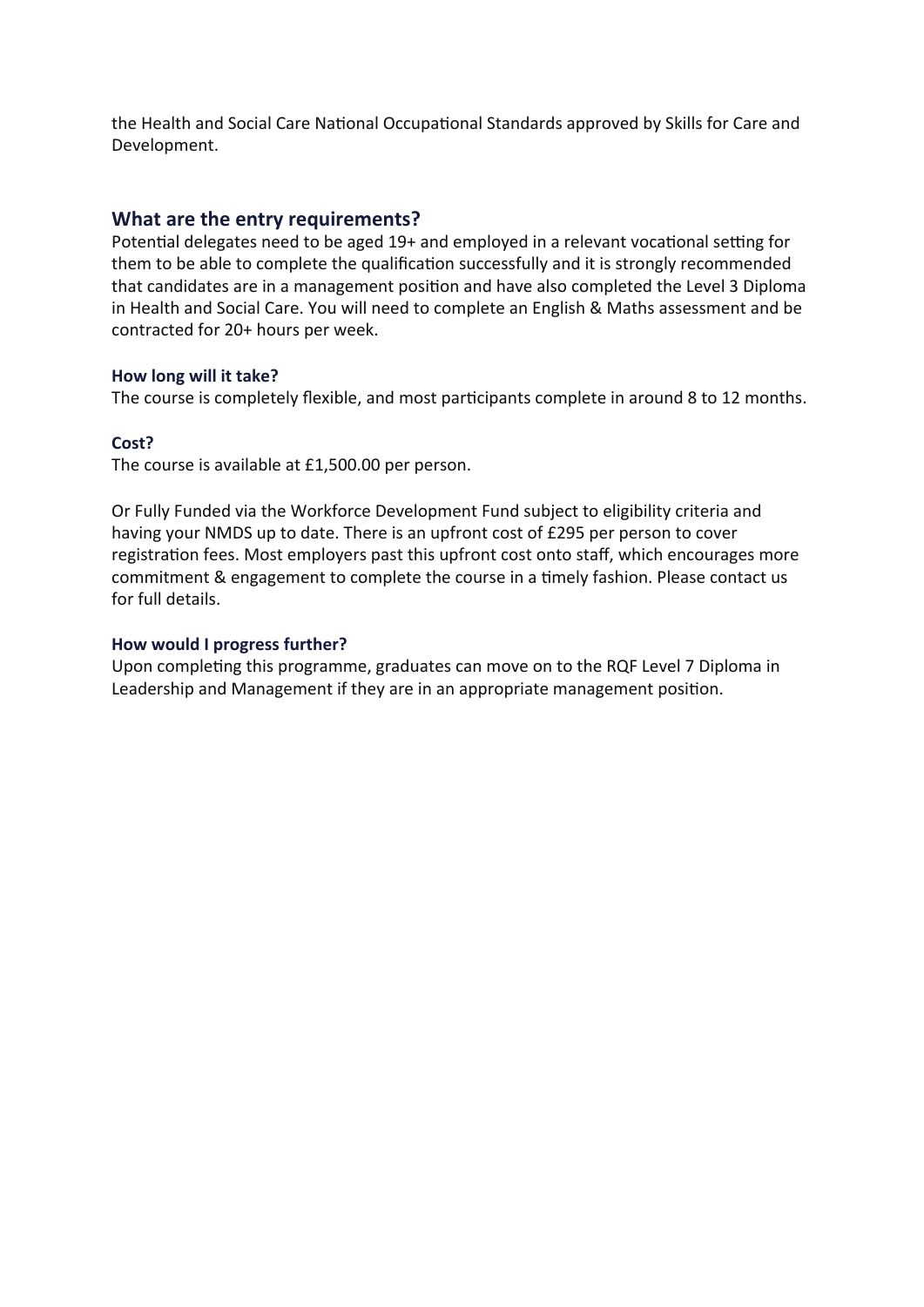the Health and Social Care National Occupational Standards approved by Skills for Care and Development.

## What are the entry requirements?

Potential delegates need to be aged 19+ and employed in a relevant vocational setting for them to be able to complete the qualification successfully and it is strongly recommended that candidates are in a management position and have also completed the Level 3 Diploma in Health and Social Care. You will need to complete an English & Maths assessment and be contracted for 20+ hours per week.

### How long will it take?

The course is completely flexible, and most participants complete in around 8 to 12 months.

### Cost?

The course is available at £1,500.00 per person.

Or Fully Funded via the Workforce Development Fund subject to eligibility criteria and having your NMDS up to date. There is an upfront cost of £295 per person to cover registration fees. Most employers past this upfront cost onto staff, which encourages more commitment & engagement to complete the course in a timely fashion. Please contact us for full details.

### How would I progress further?

Upon completing this programme, graduates can move on to the RQF Level 7 Diploma in Leadership and Management if they are in an appropriate management position.